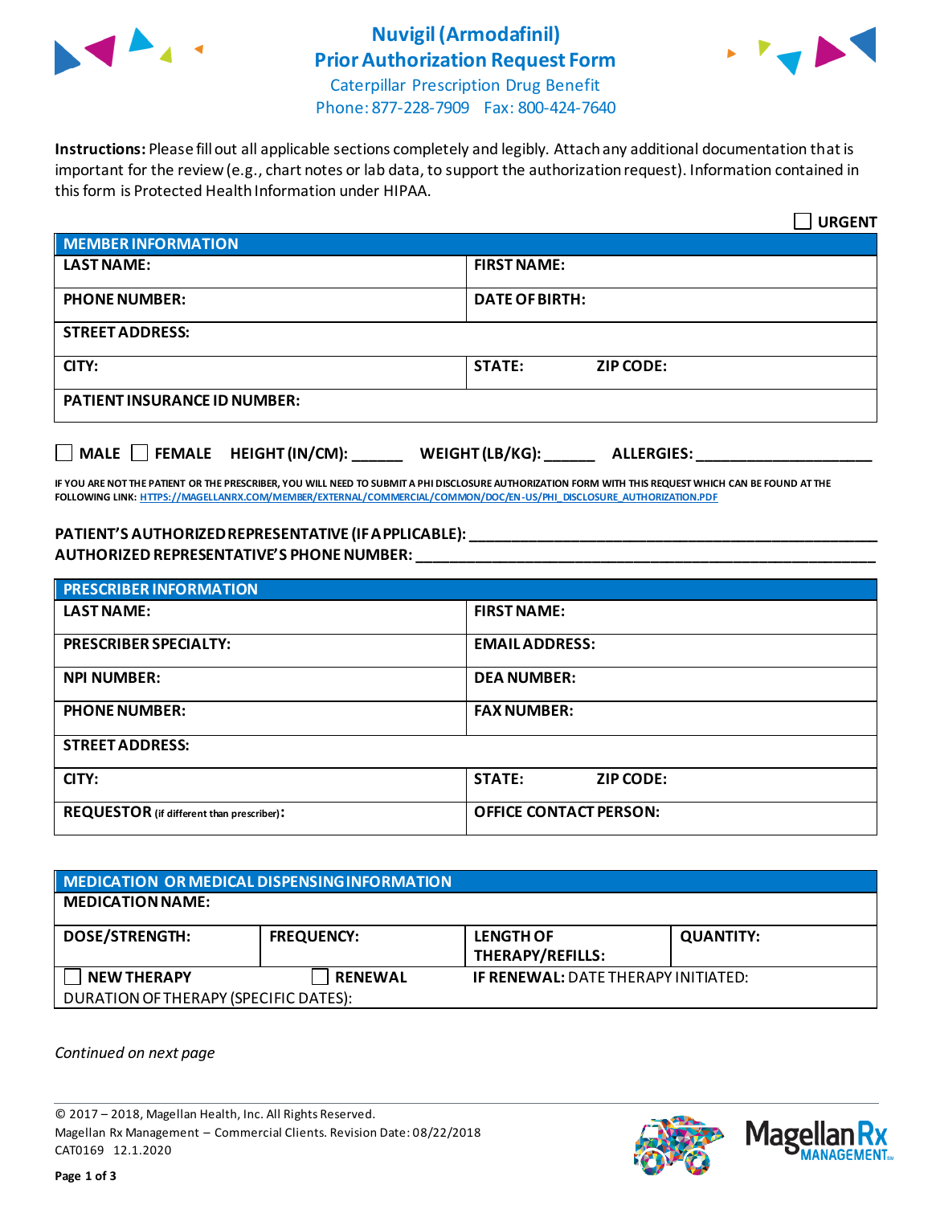# Nuvigil (Armodafinil) Prior Authorization Request Form

Caterpillar Prescription Drug Benefit
Phone: 877-228-7909 Fax: 800-424-7640

**Instructions:** Please fill out all applicable sections completely and legibly. Attach any additional documentation that is important for the review (e.g., chart notes or lab data, to support the authorization request). Information contained in this form is Protected Health Information under HIPAA.

☐ **URGENT**

| **MEMBER INFORMATION** | |
|---|---|
| **LAST NAME:** | **FIRST NAME:** |
| **PHONE NUMBER:** | **DATE OF BIRTH:** |
| **STREET ADDRESS:** | |
| **CITY:** | **STATE:** **ZIP CODE:** |
| **PATIENT INSURANCE ID NUMBER:** | |

☐ **MALE** ☐ **FEMALE** **HEIGHT (IN/CM):** ______ **WEIGHT (LB/KG):** ______ **ALLERGIES:** ____________________

**IF YOU ARE NOT THE PATIENT OR THE PRESCRIBER, YOU WILL NEED TO SUBMIT A PHI DISCLOSURE AUTHORIZATION FORM WITH THIS REQUEST WHICH CAN BE FOUND AT THE FOLLOWING LINK:** HTTPS://MAGELLANRX.COM/MEMBER/EXTERNAL/COMMERCIAL/COMMON/DOC/EN-US/PHI_DISCLOSURE_AUTHORIZATION.PDF

**PATIENT'S AUTHORIZED REPRESENTATIVE (IF APPLICABLE):** ____________________________________________

**AUTHORIZED REPRESENTATIVE'S PHONE NUMBER:** ____________________________________________

| **PRESCRIBER INFORMATION** | |
|---|---|
| **LAST NAME:** | **FIRST NAME:** |
| **PRESCRIBER SPECIALTY:** | **EMAIL ADDRESS:** |
| **NPI NUMBER:** | **DEA NUMBER:** |
| **PHONE NUMBER:** | **FAX NUMBER:** |
| **STREET ADDRESS:** | |
| **CITY:** | **STATE:** **ZIP CODE:** |
| **REQUESTOR** (if different than prescriber)**:** | **OFFICE CONTACT PERSON:** |

| **MEDICATION OR MEDICAL DISPENSING INFORMATION** | | | |
|---|---|---|---|
| **MEDICATION NAME:** | | | |
| **DOSE/STRENGTH:** | **FREQUENCY:** | **LENGTH OF THERAPY/REFILLS:** | **QUANTITY:** |
| ☐ **NEW THERAPY** | ☐ **RENEWAL** | **IF RENEWAL:** DATE THERAPY INITIATED: | |
| DURATION OF THERAPY (SPECIFIC DATES): | | | |

*Continued on next page*

© 2017 – 2018, Magellan Health, Inc. All Rights Reserved.
Magellan Rx Management – Commercial Clients. Revision Date: 08/22/2018
CAT0169 12.1.2020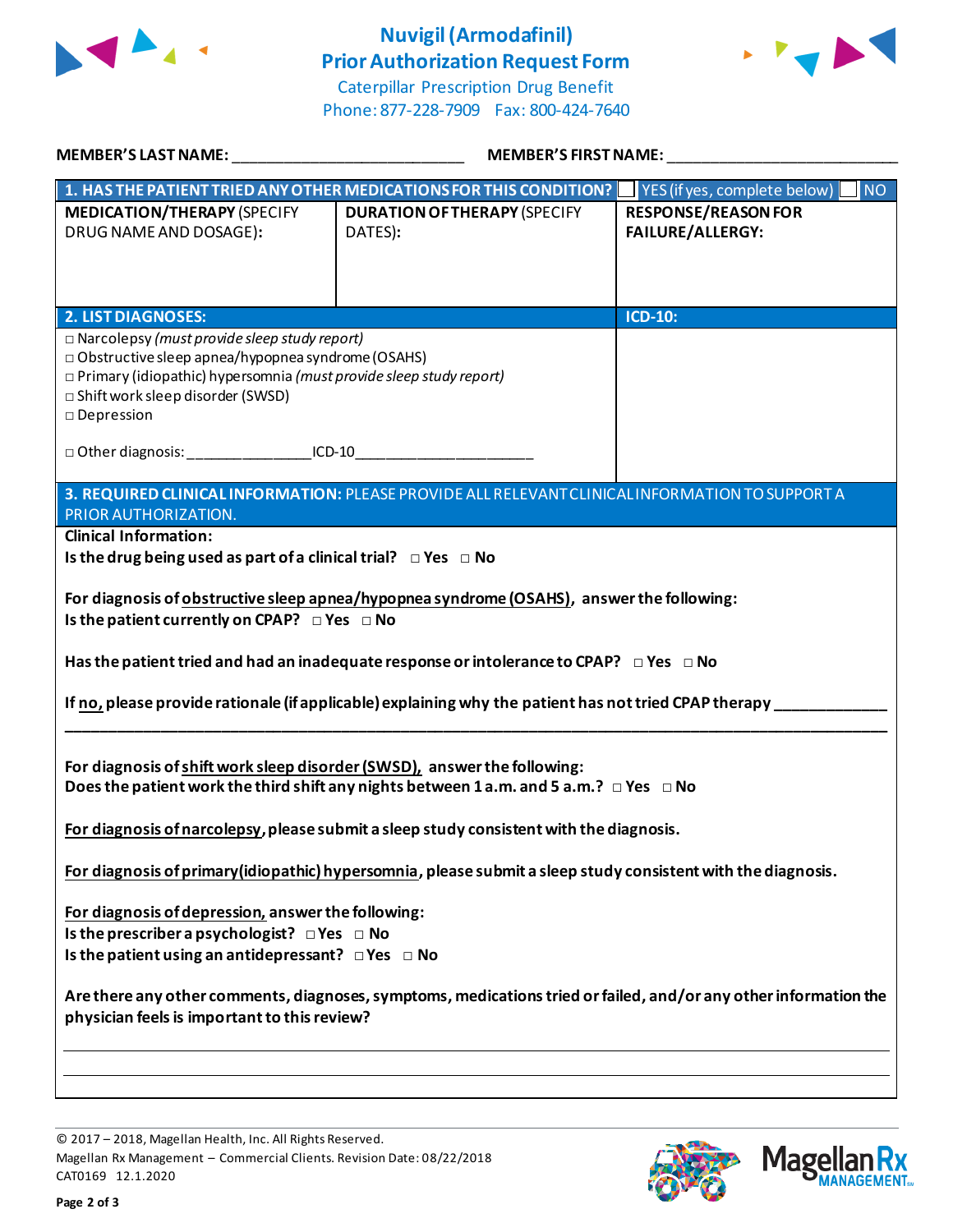# Nuvigil (Armodafinil) Prior Authorization Request Form

Caterpillar Prescription Drug Benefit
Phone: 877-228-7909 Fax: 800-424-7640

**MEMBER'S LAST NAME:** ___________________________ **MEMBER'S FIRST NAME:** ___________________________

| **1. HAS THE PATIENT TRIED ANY OTHER MEDICATIONS FOR THIS CONDITION?** | | ☐ YES (if yes, complete below) ☐ NO |
|---|---|---|
| **MEDICATION/THERAPY** (SPECIFY DRUG NAME AND DOSAGE): | **DURATION OF THERAPY** (SPECIFY DATES): | **RESPONSE/REASON FOR FAILURE/ALLERGY:** |
| | | |

| **2. LIST DIAGNOSES:** | **ICD-10:** |
|---|---|
| □ Narcolepsy *(must provide sleep study report)*<br>□ Obstructive sleep apnea/hypopnea syndrome (OSAHS)<br>□ Primary (idiopathic) hypersomnia *(must provide sleep study report)*<br>□ Shift work sleep disorder (SWSD)<br>□ Depression<br><br>□ Other diagnosis: _______________ ICD-10_____________________ | |

## 3. REQUIRED CLINICAL INFORMATION: PLEASE PROVIDE ALL RELEVANT CLINICAL INFORMATION TO SUPPORT A PRIOR AUTHORIZATION.

**Clinical Information:**

**Is the drug being used as part of a clinical trial?** □ **Yes** □ **No**

**For diagnosis of obstructive sleep apnea/hypopnea syndrome (OSAHS), answer the following:**
**Is the patient currently on CPAP?** □ **Yes** □ **No**

**Has the patient tried and had an inadequate response or intolerance to CPAP?** □ **Yes** □ **No**

**If no, please provide rationale (if applicable) explaining why the patient has not tried CPAP therapy** _____________
_____________________________________________________________________________________________

**For diagnosis of shift work sleep disorder (SWSD), answer the following:**
**Does the patient work the third shift any nights between 1 a.m. and 5 a.m.?** □ **Yes** □ **No**

**For diagnosis of narcolepsy, please submit a sleep study consistent with the diagnosis.**

**For diagnosis of primary (idiopathic) hypersomnia, please submit a sleep study consistent with the diagnosis.**

**For diagnosis of depression, answer the following:**
**Is the prescriber a psychologist?** □ **Yes** □ **No**
**Is the patient using an antidepressant?** □ **Yes** □ **No**

**Are there any other comments, diagnoses, symptoms, medications tried or failed, and/or any other information the physician feels is important to this review?**

_____________________________________________________________________________________________

_____________________________________________________________________________________________

© 2017 – 2018, Magellan Health, Inc. All Rights Reserved.
Magellan Rx Management – Commercial Clients. Revision Date: 08/22/2018
CAT0169 12.1.2020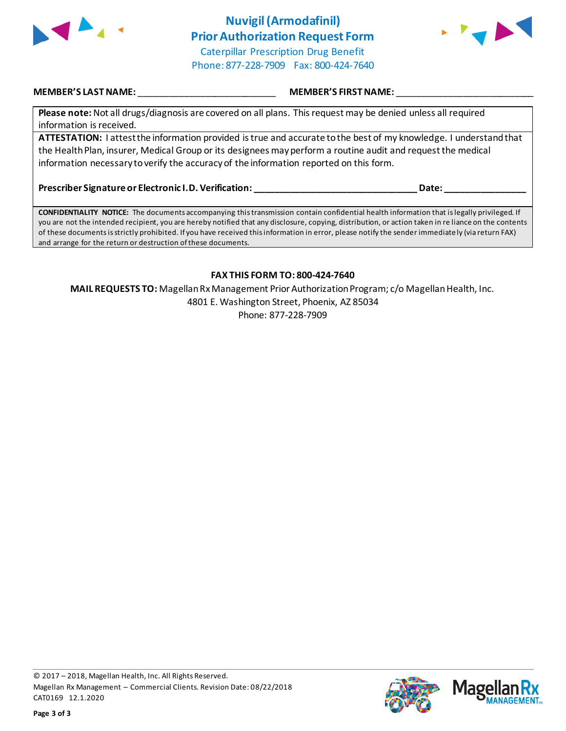# Nuvigil (Armodafinil) Prior Authorization Request Form

Caterpillar Prescription Drug Benefit
Phone: 877-228-7909 Fax: 800-424-7640

**MEMBER'S LAST NAME:** ___________________________ **MEMBER'S FIRST NAME:** ___________________________

**Please note:** Not all drugs/diagnosis are covered on all plans. This request may be denied unless all required information is received.

**ATTESTATION:** I attest the information provided is true and accurate to the best of my knowledge. I understand that the Health Plan, insurer, Medical Group or its designees may perform a routine audit and request the medical information necessary to verify the accuracy of the information reported on this form.

**Prescriber Signature or Electronic I.D. Verification:** ________________________________ **Date:** ________________

**CONFIDENTIALITY NOTICE:** The documents accompanying this transmission contain confidential health information that is legally privileged. If you are not the intended recipient, you are hereby notified that any disclosure, copying, distribution, or action taken in reliance on the contents of these documents is strictly prohibited. If you have received this information in error, please notify the sender immediately (via return FAX) and arrange for the return or destruction of these documents.

**FAX THIS FORM TO: 800-424-7640**

**MAIL REQUESTS TO:** Magellan Rx Management Prior Authorization Program; c/o Magellan Health, Inc.
4801 E. Washington Street, Phoenix, AZ 85034
Phone: 877-228-7909

© 2017 – 2018, Magellan Health, Inc. All Rights Reserved.
Magellan Rx Management – Commercial Clients. Revision Date: 08/22/2018
CAT0169 12.1.2020